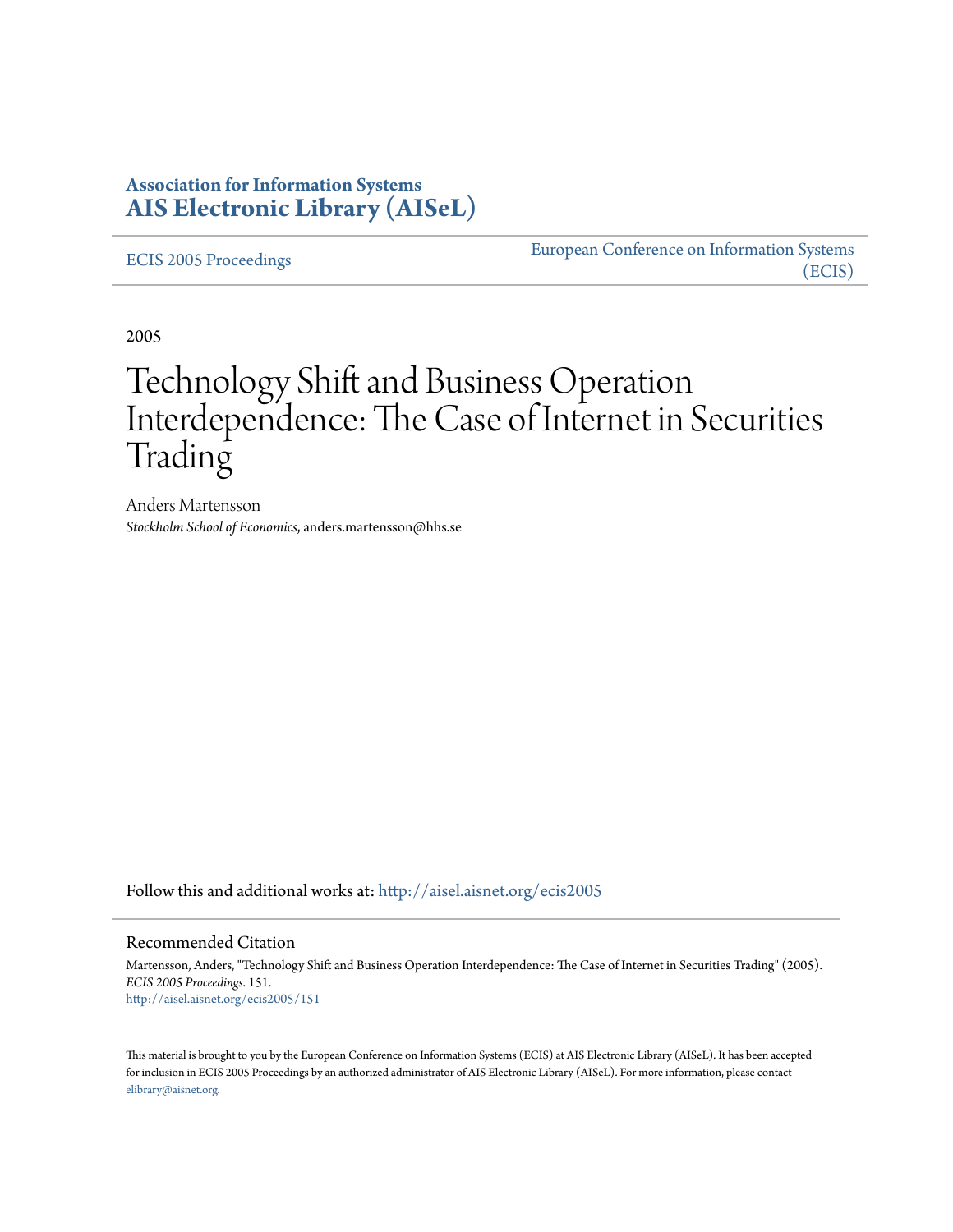**Association for Information Systems**
**AIS Electronic Library (AISeL)**

ECIS 2005 Proceedings

European Conference on Information Systems (ECIS)

2005

# Technology Shift and Business Operation Interdependence: The Case of Internet in Securities Trading

Anders Martensson
*Stockholm School of Economics*, anders.martensson@hhs.se

Follow this and additional works at: http://aisel.aisnet.org/ecis2005

## Recommended Citation

Martensson, Anders, "Technology Shift and Business Operation Interdependence: The Case of Internet in Securities Trading" (2005). *ECIS 2005 Proceedings*. 151.
http://aisel.aisnet.org/ecis2005/151

This material is brought to you by the European Conference on Information Systems (ECIS) at AIS Electronic Library (AISeL). It has been accepted for inclusion in ECIS 2005 Proceedings by an authorized administrator of AIS Electronic Library (AISeL). For more information, please contact elibrary@aisnet.org.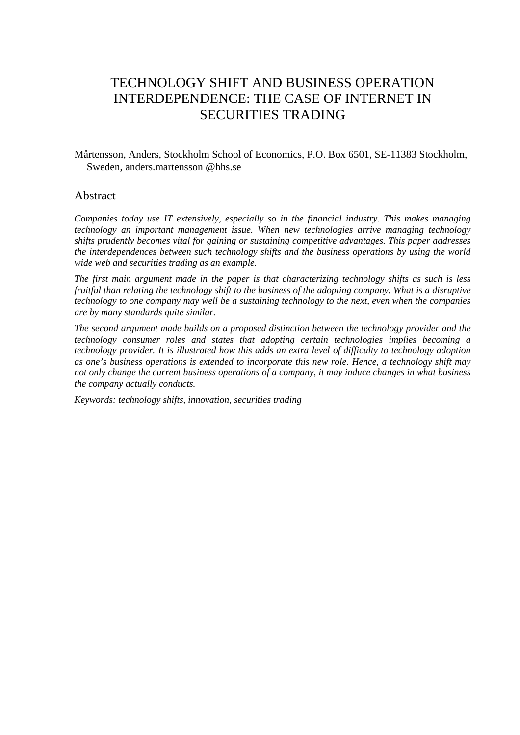# TECHNOLOGY SHIFT AND BUSINESS OPERATION INTERDEPENDENCE: THE CASE OF INTERNET IN SECURITIES TRADING

Mårtensson, Anders, Stockholm School of Economics, P.O. Box 6501, SE-11383 Stockholm, Sweden, anders.martensson @hhs.se

## Abstract

*Companies today use IT extensively, especially so in the financial industry. This makes managing technology an important management issue. When new technologies arrive managing technology shifts prudently becomes vital for gaining or sustaining competitive advantages. This paper addresses the interdependences between such technology shifts and the business operations by using the world wide web and securities trading as an example.*

*The first main argument made in the paper is that characterizing technology shifts as such is less fruitful than relating the technology shift to the business of the adopting company. What is a disruptive technology to one company may well be a sustaining technology to the next, even when the companies are by many standards quite similar.*

*The second argument made builds on a proposed distinction between the technology provider and the technology consumer roles and states that adopting certain technologies implies becoming a technology provider. It is illustrated how this adds an extra level of difficulty to technology adoption as one's business operations is extended to incorporate this new role. Hence, a technology shift may not only change the current business operations of a company, it may induce changes in what business the company actually conducts.*

*Keywords: technology shifts, innovation, securities trading*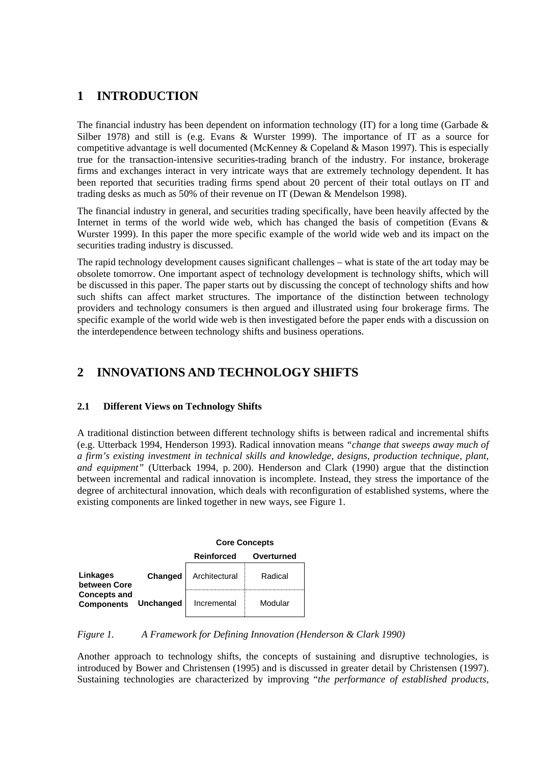# 1 INTRODUCTION

The financial industry has been dependent on information technology (IT) for a long time (Garbade & Silber 1978) and still is (e.g. Evans & Wurster 1999). The importance of IT as a source for competitive advantage is well documented (McKenney & Copeland & Mason 1997). This is especially true for the transaction-intensive securities-trading branch of the industry. For instance, brokerage firms and exchanges interact in very intricate ways that are extremely technology dependent. It has been reported that securities trading firms spend about 20 percent of their total outlays on IT and trading desks as much as 50% of their revenue on IT (Dewan & Mendelson 1998).

The financial industry in general, and securities trading specifically, have been heavily affected by the Internet in terms of the world wide web, which has changed the basis of competition (Evans & Wurster 1999). In this paper the more specific example of the world wide web and its impact on the securities trading industry is discussed.

The rapid technology development causes significant challenges – what is state of the art today may be obsolete tomorrow. One important aspect of technology development is technology shifts, which will be discussed in this paper. The paper starts out by discussing the concept of technology shifts and how such shifts can affect market structures. The importance of the distinction between technology providers and technology consumers is then argued and illustrated using four brokerage firms. The specific example of the world wide web is then investigated before the paper ends with a discussion on the interdependence between technology shifts and business operations.

# 2 INNOVATIONS AND TECHNOLOGY SHIFTS

## 2.1 Different Views on Technology Shifts

A traditional distinction between different technology shifts is between radical and incremental shifts (e.g. Utterback 1994, Henderson 1993). Radical innovation means *"change that sweeps away much of a firm's existing investment in technical skills and knowledge, designs, production technique, plant, and equipment"* (Utterback 1994, p. 200). Henderson and Clark (1990) argue that the distinction between incremental and radical innovation is incomplete. Instead, they stress the importance of the degree of architectural innovation, which deals with reconfiguration of established systems, where the existing components are linked together in new ways, see Figure 1.

| | | Core Concepts | |
|---|---|---|---|
| | | **Reinforced** | **Overturned** |
| **Linkages between Core Concepts and Components** | **Changed** | Architectural | Radical |
| | **Unchanged** | Incremental | Modular |

*Figure 1. A Framework for Defining Innovation (Henderson & Clark 1990)*

Another approach to technology shifts, the concepts of sustaining and disruptive technologies, is introduced by Bower and Christensen (1995) and is discussed in greater detail by Christensen (1997). Sustaining technologies are characterized by improving "*the performance of established products*,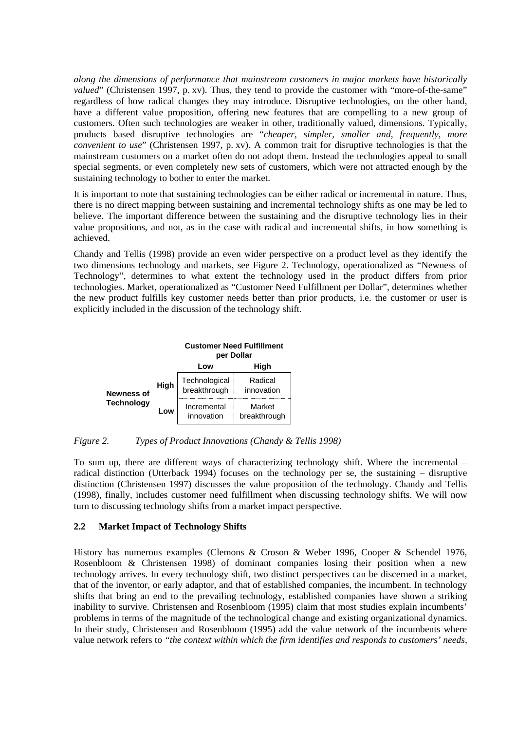*along the dimensions of performance that mainstream customers in major markets have historically valued*" (Christensen 1997, p. xv). Thus, they tend to provide the customer with "more-of-the-same" regardless of how radical changes they may introduce. Disruptive technologies, on the other hand, have a different value proposition, offering new features that are compelling to a new group of customers. Often such technologies are weaker in other, traditionally valued, dimensions. Typically, products based disruptive technologies are "*cheaper, simpler, smaller and, frequently, more convenient to use*" (Christensen 1997, p. xv). A common trait for disruptive technologies is that the mainstream customers on a market often do not adopt them. Instead the technologies appeal to small special segments, or even completely new sets of customers, which were not attracted enough by the sustaining technology to bother to enter the market.

It is important to note that sustaining technologies can be either radical or incremental in nature. Thus, there is no direct mapping between sustaining and incremental technology shifts as one may be led to believe. The important difference between the sustaining and the disruptive technology lies in their value propositions, and not, as in the case with radical and incremental shifts, in how something is achieved.

Chandy and Tellis (1998) provide an even wider perspective on a product level as they identify the two dimensions technology and markets, see Figure 2. Technology, operationalized as "Newness of Technology", determines to what extent the technology used in the product differs from prior technologies. Market, operationalized as "Customer Need Fulfillment per Dollar", determines whether the new product fulfills key customer needs better than prior products, i.e. the customer or user is explicitly included in the discussion of the technology shift.

| | | Customer Need Fulfillment per Dollar | |
|---|---|---|---|
| | | **Low** | **High** |
| **Newness of Technology** | **High** | Technological breakthrough | Radical innovation |
| | **Low** | Incremental innovation | Market breakthrough |

*Figure 2. Types of Product Innovations (Chandy & Tellis 1998)*

To sum up, there are different ways of characterizing technology shift. Where the incremental – radical distinction (Utterback 1994) focuses on the technology per se, the sustaining – disruptive distinction (Christensen 1997) discusses the value proposition of the technology. Chandy and Tellis (1998), finally, includes customer need fulfillment when discussing technology shifts. We will now turn to discussing technology shifts from a market impact perspective.

### 2.2 Market Impact of Technology Shifts

History has numerous examples (Clemons & Croson & Weber 1996, Cooper & Schendel 1976, Rosenbloom & Christensen 1998) of dominant companies losing their position when a new technology arrives. In every technology shift, two distinct perspectives can be discerned in a market, that of the inventor, or early adaptor, and that of established companies, the incumbent. In technology shifts that bring an end to the prevailing technology, established companies have shown a striking inability to survive. Christensen and Rosenbloom (1995) claim that most studies explain incumbents' problems in terms of the magnitude of the technological change and existing organizational dynamics. In their study, Christensen and Rosenbloom (1995) add the value network of the incumbents where value network refers to *"the context within which the firm identifies and responds to customers' needs,*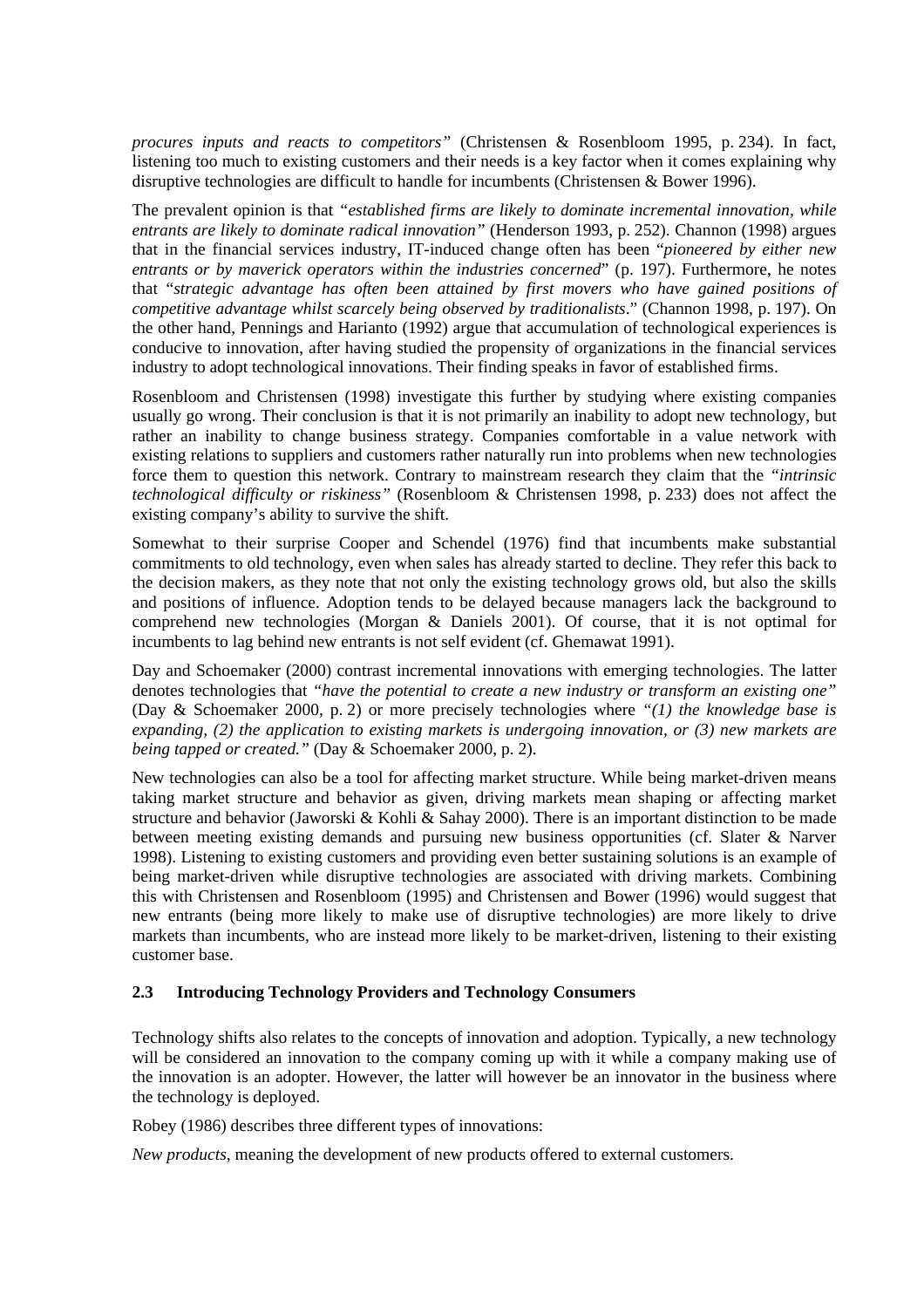*procures inputs and reacts to competitors"* (Christensen & Rosenbloom 1995, p. 234). In fact, listening too much to existing customers and their needs is a key factor when it comes explaining why disruptive technologies are difficult to handle for incumbents (Christensen & Bower 1996).

The prevalent opinion is that *"established firms are likely to dominate incremental innovation, while entrants are likely to dominate radical innovation"* (Henderson 1993, p. 252). Channon (1998) argues that in the financial services industry, IT-induced change often has been "*pioneered by either new entrants or by maverick operators within the industries concerned*" (p. 197). Furthermore, he notes that "*strategic advantage has often been attained by first movers who have gained positions of competitive advantage whilst scarcely being observed by traditionalists*." (Channon 1998, p. 197). On the other hand, Pennings and Harianto (1992) argue that accumulation of technological experiences is conducive to innovation, after having studied the propensity of organizations in the financial services industry to adopt technological innovations. Their finding speaks in favor of established firms.

Rosenbloom and Christensen (1998) investigate this further by studying where existing companies usually go wrong. Their conclusion is that it is not primarily an inability to adopt new technology, but rather an inability to change business strategy. Companies comfortable in a value network with existing relations to suppliers and customers rather naturally run into problems when new technologies force them to question this network. Contrary to mainstream research they claim that the *"intrinsic technological difficulty or riskiness"* (Rosenbloom & Christensen 1998, p. 233) does not affect the existing company's ability to survive the shift.

Somewhat to their surprise Cooper and Schendel (1976) find that incumbents make substantial commitments to old technology, even when sales has already started to decline. They refer this back to the decision makers, as they note that not only the existing technology grows old, but also the skills and positions of influence. Adoption tends to be delayed because managers lack the background to comprehend new technologies (Morgan & Daniels 2001). Of course, that it is not optimal for incumbents to lag behind new entrants is not self evident (cf. Ghemawat 1991).

Day and Schoemaker (2000) contrast incremental innovations with emerging technologies. The latter denotes technologies that *"have the potential to create a new industry or transform an existing one"* (Day & Schoemaker 2000, p. 2) or more precisely technologies where *"(1) the knowledge base is expanding, (2) the application to existing markets is undergoing innovation, or (3) new markets are being tapped or created."* (Day & Schoemaker 2000, p. 2).

New technologies can also be a tool for affecting market structure. While being market-driven means taking market structure and behavior as given, driving markets mean shaping or affecting market structure and behavior (Jaworski & Kohli & Sahay 2000). There is an important distinction to be made between meeting existing demands and pursuing new business opportunities (cf. Slater & Narver 1998). Listening to existing customers and providing even better sustaining solutions is an example of being market-driven while disruptive technologies are associated with driving markets. Combining this with Christensen and Rosenbloom (1995) and Christensen and Bower (1996) would suggest that new entrants (being more likely to make use of disruptive technologies) are more likely to drive markets than incumbents, who are instead more likely to be market-driven, listening to their existing customer base.

### 2.3 Introducing Technology Providers and Technology Consumers

Technology shifts also relates to the concepts of innovation and adoption. Typically, a new technology will be considered an innovation to the company coming up with it while a company making use of the innovation is an adopter. However, the latter will however be an innovator in the business where the technology is deployed.

Robey (1986) describes three different types of innovations:

*New products*, meaning the development of new products offered to external customers.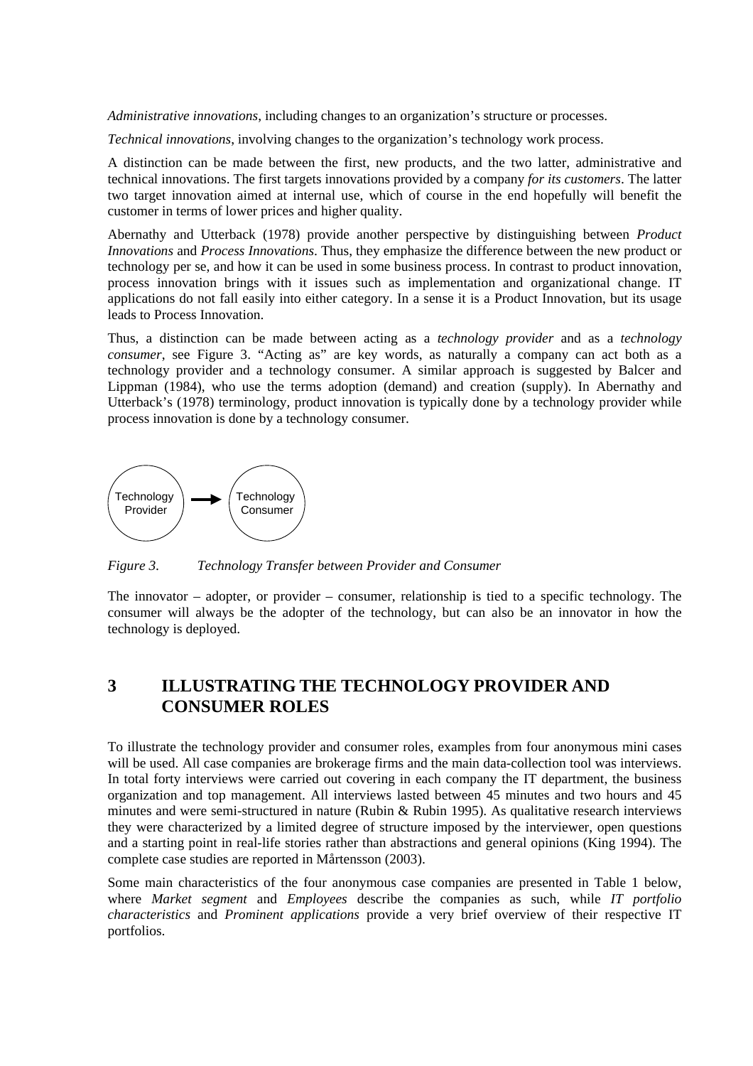*Administrative innovations*, including changes to an organization's structure or processes.

*Technical innovations*, involving changes to the organization's technology work process.

A distinction can be made between the first, new products, and the two latter, administrative and technical innovations. The first targets innovations provided by a company *for its customers*. The latter two target innovation aimed at internal use, which of course in the end hopefully will benefit the customer in terms of lower prices and higher quality.

Abernathy and Utterback (1978) provide another perspective by distinguishing between *Product Innovations* and *Process Innovations*. Thus, they emphasize the difference between the new product or technology per se, and how it can be used in some business process. In contrast to product innovation, process innovation brings with it issues such as implementation and organizational change. IT applications do not fall easily into either category. In a sense it is a Product Innovation, but its usage leads to Process Innovation.

Thus, a distinction can be made between acting as a *technology provider* and as a *technology consumer*, see Figure 3. "Acting as" are key words, as naturally a company can act both as a technology provider and a technology consumer. A similar approach is suggested by Balcer and Lippman (1984), who use the terms adoption (demand) and creation (supply). In Abernathy and Utterback's (1978) terminology, product innovation is typically done by a technology provider while process innovation is done by a technology consumer.

Technology Provider → Technology Consumer

*Figure 3. Technology Transfer between Provider and Consumer*

The innovator – adopter, or provider – consumer, relationship is tied to a specific technology. The consumer will always be the adopter of the technology, but can also be an innovator in how the technology is deployed.

# 3 ILLUSTRATING THE TECHNOLOGY PROVIDER AND CONSUMER ROLES

To illustrate the technology provider and consumer roles, examples from four anonymous mini cases will be used. All case companies are brokerage firms and the main data-collection tool was interviews. In total forty interviews were carried out covering in each company the IT department, the business organization and top management. All interviews lasted between 45 minutes and two hours and 45 minutes and were semi-structured in nature (Rubin & Rubin 1995). As qualitative research interviews they were characterized by a limited degree of structure imposed by the interviewer, open questions and a starting point in real-life stories rather than abstractions and general opinions (King 1994). The complete case studies are reported in Mårtensson (2003).

Some main characteristics of the four anonymous case companies are presented in Table 1 below, where *Market segment* and *Employees* describe the companies as such, while *IT portfolio characteristics* and *Prominent applications* provide a very brief overview of their respective IT portfolios.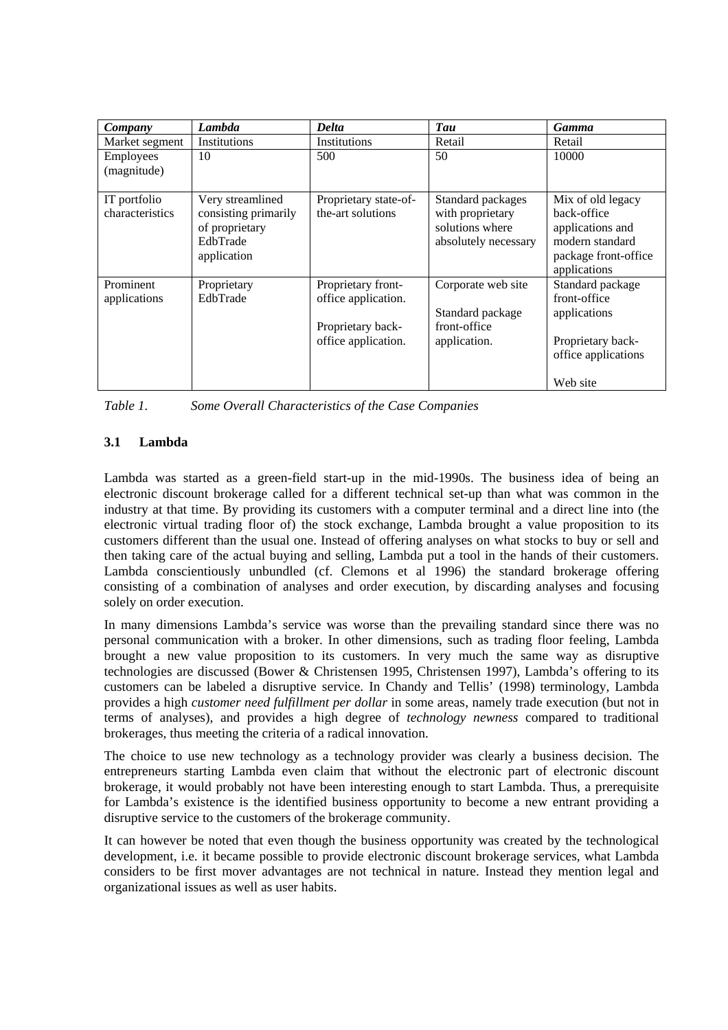| *Company* | *Lambda* | *Delta* | *Tau* | *Gamma* |
|---|---|---|---|---|
| Market segment | Institutions | Institutions | Retail | Retail |
| Employees (magnitude) | 10 | 500 | 50 | 10000 |
| IT portfolio characteristics | Very streamlined consisting primarily of proprietary EdbTrade application | Proprietary state-of-the-art solutions | Standard packages with proprietary solutions where absolutely necessary | Mix of old legacy back-office applications and modern standard package front-office applications |
| Prominent applications | Proprietary EdbTrade | Proprietary front-office application.<br><br>Proprietary back-office application. | Corporate web site<br><br>Standard package front-office application. | Standard package front-office applications<br><br>Proprietary back-office applications<br><br>Web site |

*Table 1. Some Overall Characteristics of the Case Companies*

### 3.1 Lambda

Lambda was started as a green-field start-up in the mid-1990s. The business idea of being an electronic discount brokerage called for a different technical set-up than what was common in the industry at that time. By providing its customers with a computer terminal and a direct line into (the electronic virtual trading floor of) the stock exchange, Lambda brought a value proposition to its customers different than the usual one. Instead of offering analyses on what stocks to buy or sell and then taking care of the actual buying and selling, Lambda put a tool in the hands of their customers. Lambda conscientiously unbundled (cf. Clemons et al 1996) the standard brokerage offering consisting of a combination of analyses and order execution, by discarding analyses and focusing solely on order execution.

In many dimensions Lambda's service was worse than the prevailing standard since there was no personal communication with a broker. In other dimensions, such as trading floor feeling, Lambda brought a new value proposition to its customers. In very much the same way as disruptive technologies are discussed (Bower & Christensen 1995, Christensen 1997), Lambda's offering to its customers can be labeled a disruptive service. In Chandy and Tellis' (1998) terminology, Lambda provides a high *customer need fulfillment per dollar* in some areas, namely trade execution (but not in terms of analyses), and provides a high degree of *technology newness* compared to traditional brokerages, thus meeting the criteria of a radical innovation.

The choice to use new technology as a technology provider was clearly a business decision. The entrepreneurs starting Lambda even claim that without the electronic part of electronic discount brokerage, it would probably not have been interesting enough to start Lambda. Thus, a prerequisite for Lambda's existence is the identified business opportunity to become a new entrant providing a disruptive service to the customers of the brokerage community.

It can however be noted that even though the business opportunity was created by the technological development, i.e. it became possible to provide electronic discount brokerage services, what Lambda considers to be first mover advantages are not technical in nature. Instead they mention legal and organizational issues as well as user habits.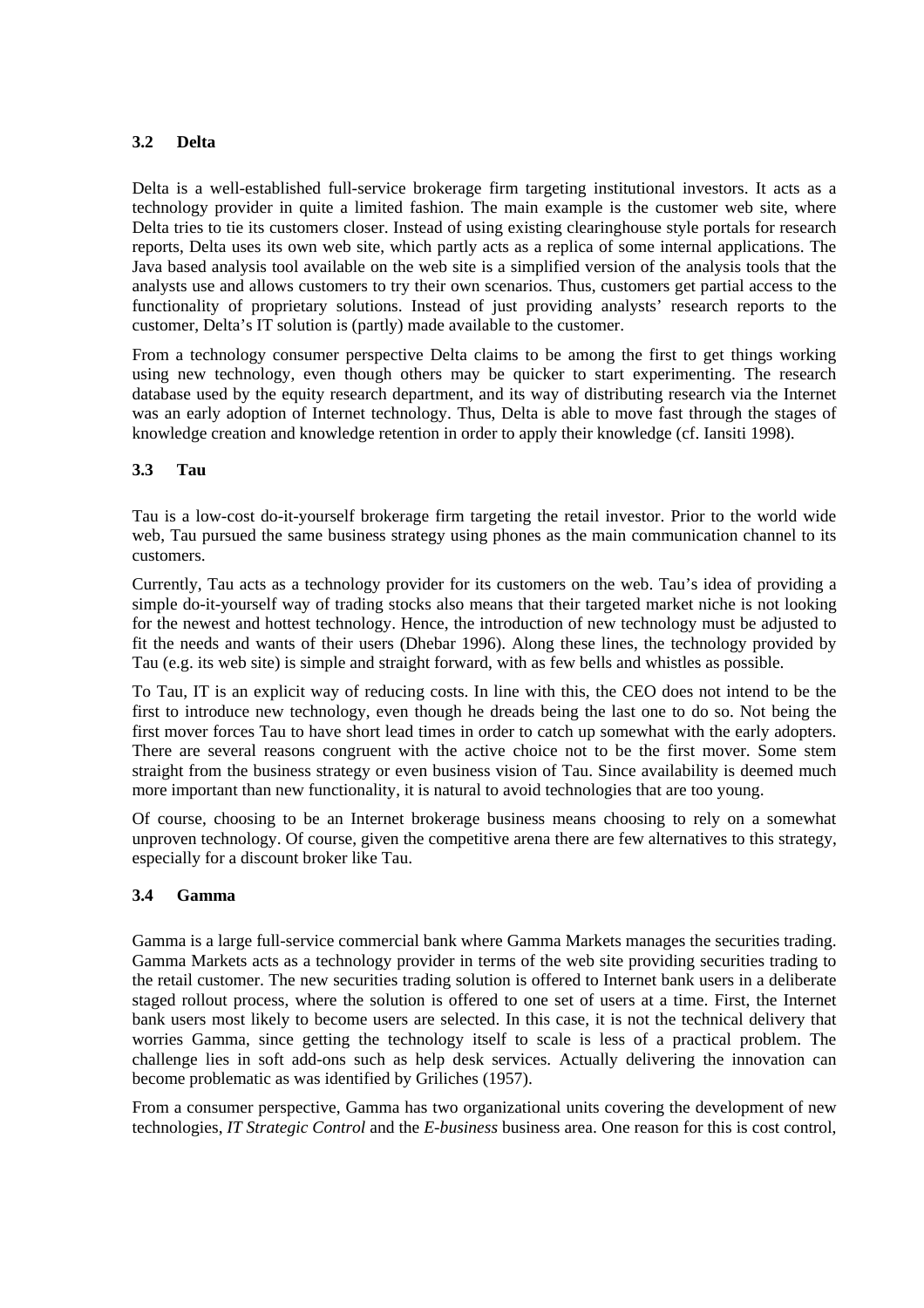### 3.2 Delta

Delta is a well-established full-service brokerage firm targeting institutional investors. It acts as a technology provider in quite a limited fashion. The main example is the customer web site, where Delta tries to tie its customers closer. Instead of using existing clearinghouse style portals for research reports, Delta uses its own web site, which partly acts as a replica of some internal applications. The Java based analysis tool available on the web site is a simplified version of the analysis tools that the analysts use and allows customers to try their own scenarios. Thus, customers get partial access to the functionality of proprietary solutions. Instead of just providing analysts' research reports to the customer, Delta's IT solution is (partly) made available to the customer.

From a technology consumer perspective Delta claims to be among the first to get things working using new technology, even though others may be quicker to start experimenting. The research database used by the equity research department, and its way of distributing research via the Internet was an early adoption of Internet technology. Thus, Delta is able to move fast through the stages of knowledge creation and knowledge retention in order to apply their knowledge (cf. Iansiti 1998).

### 3.3 Tau

Tau is a low-cost do-it-yourself brokerage firm targeting the retail investor. Prior to the world wide web, Tau pursued the same business strategy using phones as the main communication channel to its customers.

Currently, Tau acts as a technology provider for its customers on the web. Tau's idea of providing a simple do-it-yourself way of trading stocks also means that their targeted market niche is not looking for the newest and hottest technology. Hence, the introduction of new technology must be adjusted to fit the needs and wants of their users (Dhebar 1996). Along these lines, the technology provided by Tau (e.g. its web site) is simple and straight forward, with as few bells and whistles as possible.

To Tau, IT is an explicit way of reducing costs. In line with this, the CEO does not intend to be the first to introduce new technology, even though he dreads being the last one to do so. Not being the first mover forces Tau to have short lead times in order to catch up somewhat with the early adopters. There are several reasons congruent with the active choice not to be the first mover. Some stem straight from the business strategy or even business vision of Tau. Since availability is deemed much more important than new functionality, it is natural to avoid technologies that are too young.

Of course, choosing to be an Internet brokerage business means choosing to rely on a somewhat unproven technology. Of course, given the competitive arena there are few alternatives to this strategy, especially for a discount broker like Tau.

### 3.4 Gamma

Gamma is a large full-service commercial bank where Gamma Markets manages the securities trading. Gamma Markets acts as a technology provider in terms of the web site providing securities trading to the retail customer. The new securities trading solution is offered to Internet bank users in a deliberate staged rollout process, where the solution is offered to one set of users at a time. First, the Internet bank users most likely to become users are selected. In this case, it is not the technical delivery that worries Gamma, since getting the technology itself to scale is less of a practical problem. The challenge lies in soft add-ons such as help desk services. Actually delivering the innovation can become problematic as was identified by Griliches (1957).

From a consumer perspective, Gamma has two organizational units covering the development of new technologies, *IT Strategic Control* and the *E-business* business area. One reason for this is cost control,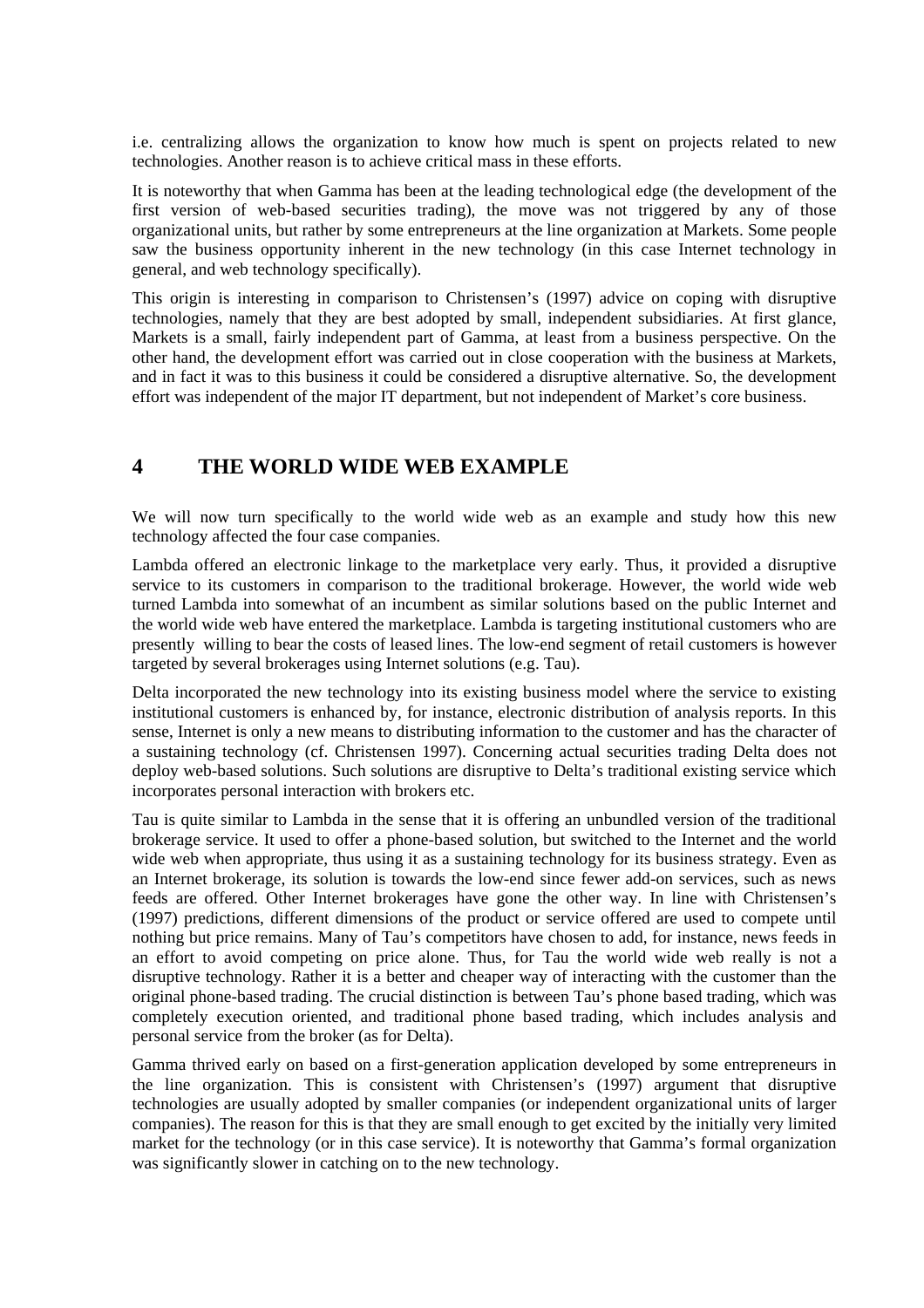i.e. centralizing allows the organization to know how much is spent on projects related to new technologies. Another reason is to achieve critical mass in these efforts.

It is noteworthy that when Gamma has been at the leading technological edge (the development of the first version of web-based securities trading), the move was not triggered by any of those organizational units, but rather by some entrepreneurs at the line organization at Markets. Some people saw the business opportunity inherent in the new technology (in this case Internet technology in general, and web technology specifically).

This origin is interesting in comparison to Christensen's (1997) advice on coping with disruptive technologies, namely that they are best adopted by small, independent subsidiaries. At first glance, Markets is a small, fairly independent part of Gamma, at least from a business perspective. On the other hand, the development effort was carried out in close cooperation with the business at Markets, and in fact it was to this business it could be considered a disruptive alternative. So, the development effort was independent of the major IT department, but not independent of Market's core business.

# 4 THE WORLD WIDE WEB EXAMPLE

We will now turn specifically to the world wide web as an example and study how this new technology affected the four case companies.

Lambda offered an electronic linkage to the marketplace very early. Thus, it provided a disruptive service to its customers in comparison to the traditional brokerage. However, the world wide web turned Lambda into somewhat of an incumbent as similar solutions based on the public Internet and the world wide web have entered the marketplace. Lambda is targeting institutional customers who are presently willing to bear the costs of leased lines. The low-end segment of retail customers is however targeted by several brokerages using Internet solutions (e.g. Tau).

Delta incorporated the new technology into its existing business model where the service to existing institutional customers is enhanced by, for instance, electronic distribution of analysis reports. In this sense, Internet is only a new means to distributing information to the customer and has the character of a sustaining technology (cf. Christensen 1997). Concerning actual securities trading Delta does not deploy web-based solutions. Such solutions are disruptive to Delta's traditional existing service which incorporates personal interaction with brokers etc.

Tau is quite similar to Lambda in the sense that it is offering an unbundled version of the traditional brokerage service. It used to offer a phone-based solution, but switched to the Internet and the world wide web when appropriate, thus using it as a sustaining technology for its business strategy. Even as an Internet brokerage, its solution is towards the low-end since fewer add-on services, such as news feeds are offered. Other Internet brokerages have gone the other way. In line with Christensen's (1997) predictions, different dimensions of the product or service offered are used to compete until nothing but price remains. Many of Tau's competitors have chosen to add, for instance, news feeds in an effort to avoid competing on price alone. Thus, for Tau the world wide web really is not a disruptive technology. Rather it is a better and cheaper way of interacting with the customer than the original phone-based trading. The crucial distinction is between Tau's phone based trading, which was completely execution oriented, and traditional phone based trading, which includes analysis and personal service from the broker (as for Delta).

Gamma thrived early on based on a first-generation application developed by some entrepreneurs in the line organization. This is consistent with Christensen's (1997) argument that disruptive technologies are usually adopted by smaller companies (or independent organizational units of larger companies). The reason for this is that they are small enough to get excited by the initially very limited market for the technology (or in this case service). It is noteworthy that Gamma's formal organization was significantly slower in catching on to the new technology.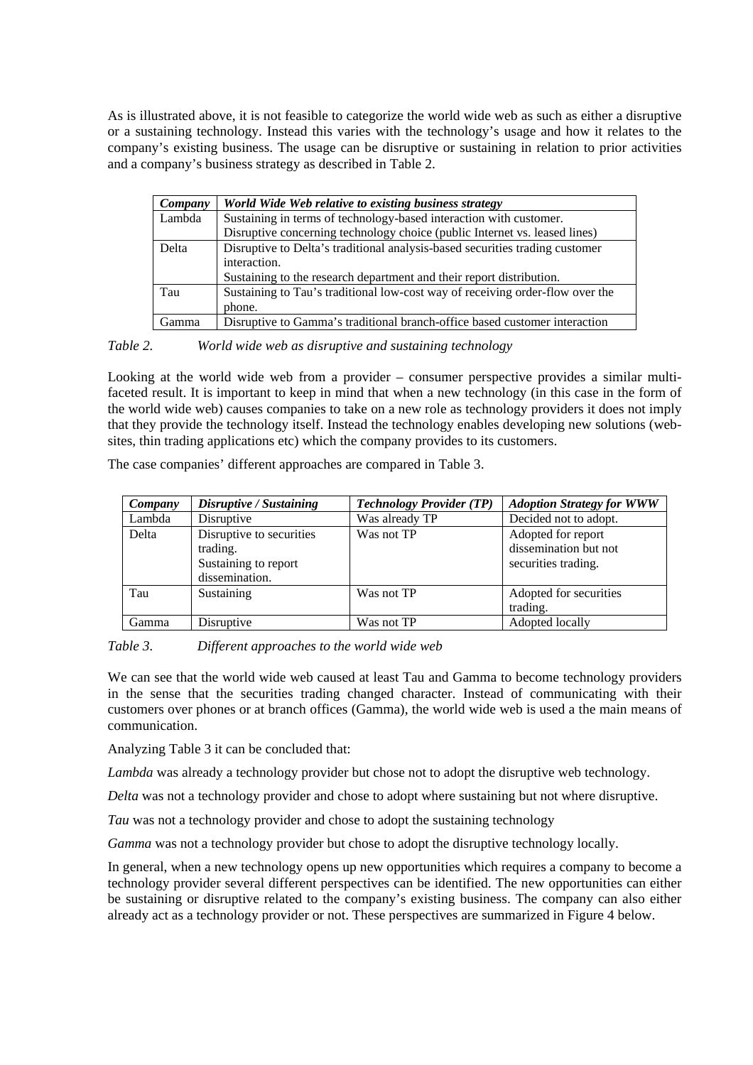As is illustrated above, it is not feasible to categorize the world wide web as such as either a disruptive or a sustaining technology. Instead this varies with the technology's usage and how it relates to the company's existing business. The usage can be disruptive or sustaining in relation to prior activities and a company's business strategy as described in Table 2.

| ***Company*** | ***World Wide Web relative to existing business strategy*** |
|---|---|
| Lambda | Sustaining in terms of technology-based interaction with customer. Disruptive concerning technology choice (public Internet vs. leased lines) |
| Delta | Disruptive to Delta's traditional analysis-based securities trading customer interaction. Sustaining to the research department and their report distribution. |
| Tau | Sustaining to Tau's traditional low-cost way of receiving order-flow over the phone. |
| Gamma | Disruptive to Gamma's traditional branch-office based customer interaction |

*Table 2. World wide web as disruptive and sustaining technology*

Looking at the world wide web from a provider – consumer perspective provides a similar multi-faceted result. It is important to keep in mind that when a new technology (in this case in the form of the world wide web) causes companies to take on a new role as technology providers it does not imply that they provide the technology itself. Instead the technology enables developing new solutions (web-sites, thin trading applications etc) which the company provides to its customers.

The case companies' different approaches are compared in Table 3.

| ***Company*** | ***Disruptive / Sustaining*** | ***Technology Provider (TP)*** | ***Adoption Strategy for WWW*** |
|---|---|---|---|
| Lambda | Disruptive | Was already TP | Decided not to adopt. |
| Delta | Disruptive to securities trading. Sustaining to report dissemination. | Was not TP | Adopted for report dissemination but not securities trading. |
| Tau | Sustaining | Was not TP | Adopted for securities trading. |
| Gamma | Disruptive | Was not TP | Adopted locally |

*Table 3. Different approaches to the world wide web*

We can see that the world wide web caused at least Tau and Gamma to become technology providers in the sense that the securities trading changed character. Instead of communicating with their customers over phones or at branch offices (Gamma), the world wide web is used a the main means of communication.

Analyzing Table 3 it can be concluded that:

*Lambda* was already a technology provider but chose not to adopt the disruptive web technology.

*Delta* was not a technology provider and chose to adopt where sustaining but not where disruptive.

*Tau* was not a technology provider and chose to adopt the sustaining technology

*Gamma* was not a technology provider but chose to adopt the disruptive technology locally.

In general, when a new technology opens up new opportunities which requires a company to become a technology provider several different perspectives can be identified. The new opportunities can either be sustaining or disruptive related to the company's existing business. The company can also either already act as a technology provider or not. These perspectives are summarized in Figure 4 below.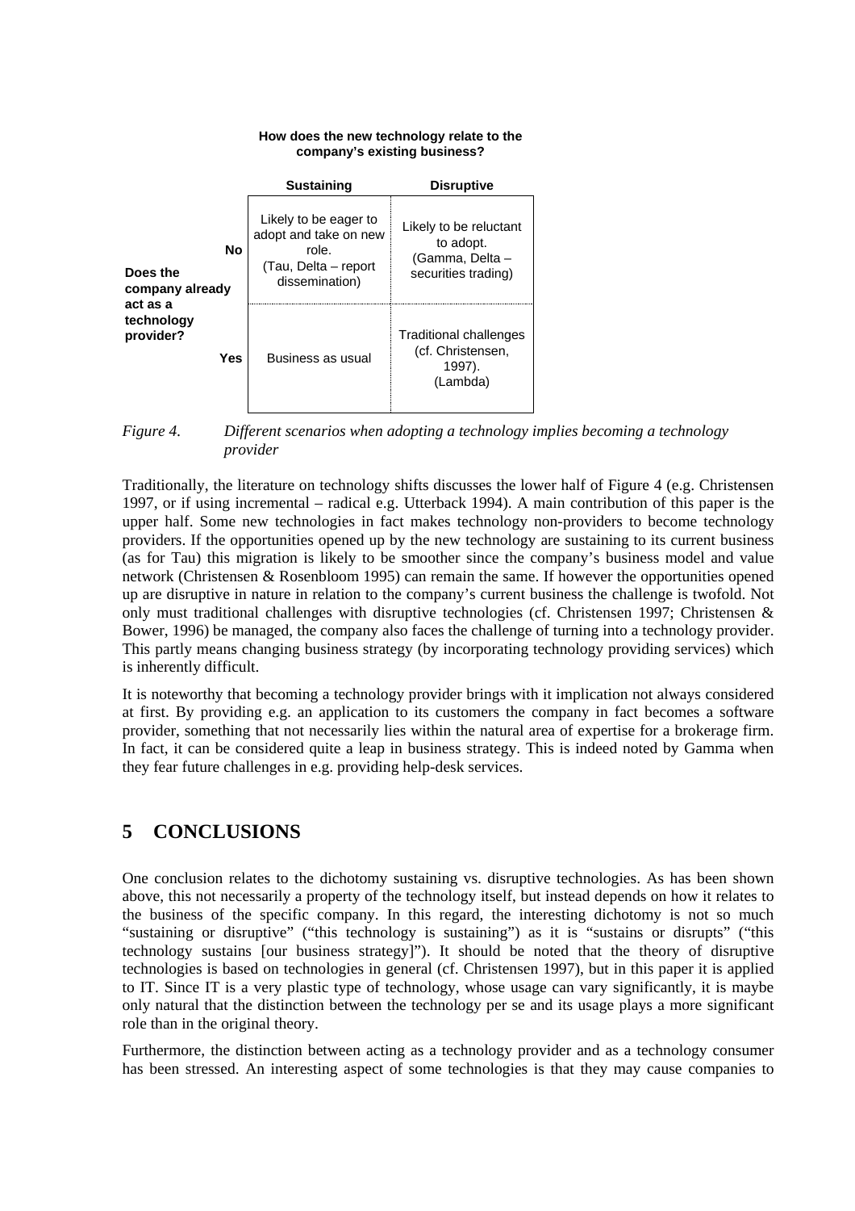**How does the new technology relate to the company's existing business?**

| Does the company already act as a technology provider? | Sustaining | Disruptive |
|---|---|---|
| **No** | Likely to be eager to adopt and take on new role. (Tau, Delta – report dissemination) | Likely to be reluctant to adopt. (Gamma, Delta – securities trading) |
| **Yes** | Business as usual | Traditional challenges (cf. Christensen, 1997). (Lambda) |

*Figure 4. Different scenarios when adopting a technology implies becoming a technology provider*

Traditionally, the literature on technology shifts discusses the lower half of Figure 4 (e.g. Christensen 1997, or if using incremental – radical e.g. Utterback 1994). A main contribution of this paper is the upper half. Some new technologies in fact makes technology non-providers to become technology providers. If the opportunities opened up by the new technology are sustaining to its current business (as for Tau) this migration is likely to be smoother since the company's business model and value network (Christensen & Rosenbloom 1995) can remain the same. If however the opportunities opened up are disruptive in nature in relation to the company's current business the challenge is twofold. Not only must traditional challenges with disruptive technologies (cf. Christensen 1997; Christensen & Bower, 1996) be managed, the company also faces the challenge of turning into a technology provider. This partly means changing business strategy (by incorporating technology providing services) which is inherently difficult.

It is noteworthy that becoming a technology provider brings with it implication not always considered at first. By providing e.g. an application to its customers the company in fact becomes a software provider, something that not necessarily lies within the natural area of expertise for a brokerage firm. In fact, it can be considered quite a leap in business strategy. This is indeed noted by Gamma when they fear future challenges in e.g. providing help-desk services.

# 5 CONCLUSIONS

One conclusion relates to the dichotomy sustaining vs. disruptive technologies. As has been shown above, this not necessarily a property of the technology itself, but instead depends on how it relates to the business of the specific company. In this regard, the interesting dichotomy is not so much "sustaining or disruptive" ("this technology is sustaining") as it is "sustains or disrupts" ("this technology sustains [our business strategy]"). It should be noted that the theory of disruptive technologies is based on technologies in general (cf. Christensen 1997), but in this paper it is applied to IT. Since IT is a very plastic type of technology, whose usage can vary significantly, it is maybe only natural that the distinction between the technology per se and its usage plays a more significant role than in the original theory.

Furthermore, the distinction between acting as a technology provider and as a technology consumer has been stressed. An interesting aspect of some technologies is that they may cause companies to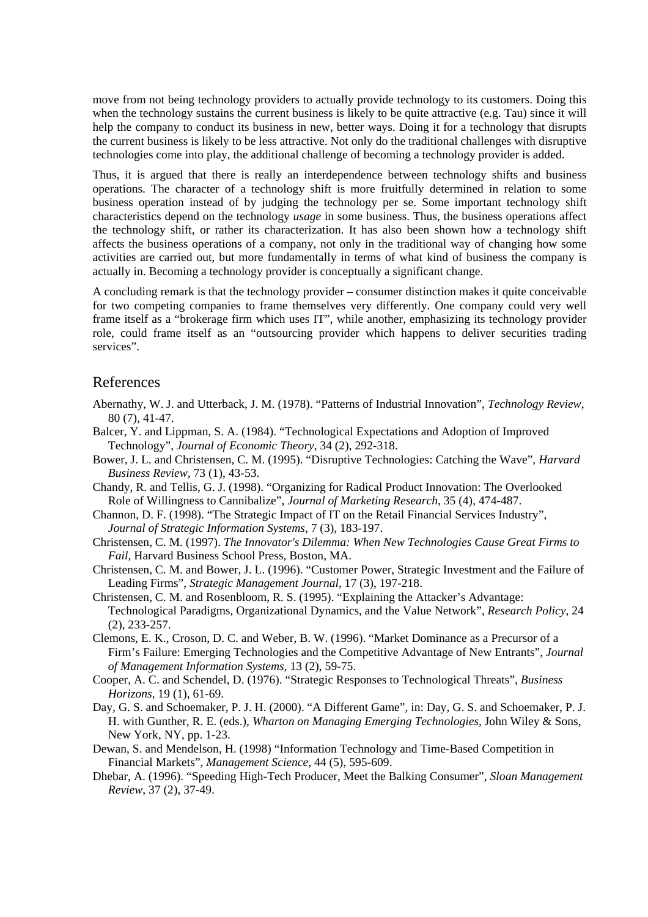move from not being technology providers to actually provide technology to its customers. Doing this when the technology sustains the current business is likely to be quite attractive (e.g. Tau) since it will help the company to conduct its business in new, better ways. Doing it for a technology that disrupts the current business is likely to be less attractive. Not only do the traditional challenges with disruptive technologies come into play, the additional challenge of becoming a technology provider is added.

Thus, it is argued that there is really an interdependence between technology shifts and business operations. The character of a technology shift is more fruitfully determined in relation to some business operation instead of by judging the technology per se. Some important technology shift characteristics depend on the technology *usage* in some business. Thus, the business operations affect the technology shift, or rather its characterization. It has also been shown how a technology shift affects the business operations of a company, not only in the traditional way of changing how some activities are carried out, but more fundamentally in terms of what kind of business the company is actually in. Becoming a technology provider is conceptually a significant change.

A concluding remark is that the technology provider – consumer distinction makes it quite conceivable for two competing companies to frame themselves very differently. One company could very well frame itself as a "brokerage firm which uses IT", while another, emphasizing its technology provider role, could frame itself as an "outsourcing provider which happens to deliver securities trading services".

## References

Abernathy, W. J. and Utterback, J. M. (1978). "Patterns of Industrial Innovation", *Technology Review*, 80 (7), 41-47.

Balcer, Y. and Lippman, S. A. (1984). "Technological Expectations and Adoption of Improved Technology", *Journal of Economic Theory*, 34 (2), 292-318.

Bower, J. L. and Christensen, C. M. (1995). "Disruptive Technologies: Catching the Wave", *Harvard Business Review*, 73 (1), 43-53.

Chandy, R. and Tellis, G. J. (1998). "Organizing for Radical Product Innovation: The Overlooked Role of Willingness to Cannibalize", *Journal of Marketing Research*, 35 (4), 474-487.

Channon, D. F. (1998). "The Strategic Impact of IT on the Retail Financial Services Industry", *Journal of Strategic Information Systems*, 7 (3), 183-197.

Christensen, C. M. (1997). *The Innovator's Dilemma: When New Technologies Cause Great Firms to Fail*, Harvard Business School Press, Boston, MA.

Christensen, C. M. and Bower, J. L. (1996). "Customer Power, Strategic Investment and the Failure of Leading Firms", *Strategic Management Journal*, 17 (3), 197-218.

Christensen, C. M. and Rosenbloom, R. S. (1995). "Explaining the Attacker's Advantage: Technological Paradigms, Organizational Dynamics, and the Value Network", *Research Policy*, 24 (2), 233-257.

Clemons, E. K., Croson, D. C. and Weber, B. W. (1996). "Market Dominance as a Precursor of a Firm's Failure: Emerging Technologies and the Competitive Advantage of New Entrants", *Journal of Management Information Systems*, 13 (2), 59-75.

Cooper, A. C. and Schendel, D. (1976). "Strategic Responses to Technological Threats", *Business Horizons*, 19 (1), 61-69.

Day, G. S. and Schoemaker, P. J. H. (2000). "A Different Game", in: Day, G. S. and Schoemaker, P. J. H. with Gunther, R. E. (eds.), *Wharton on Managing Emerging Technologies*, John Wiley & Sons, New York, NY, pp. 1-23.

Dewan, S. and Mendelson, H. (1998) "Information Technology and Time-Based Competition in Financial Markets", *Management Science*, 44 (5), 595-609.

Dhebar, A. (1996). "Speeding High-Tech Producer, Meet the Balking Consumer", *Sloan Management Review*, 37 (2), 37-49.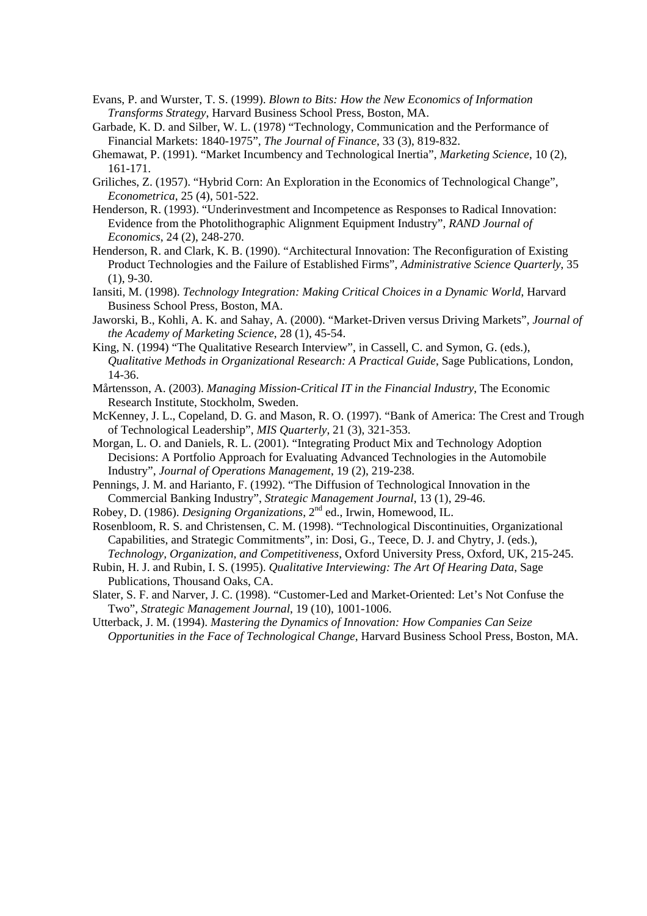Evans, P. and Wurster, T. S. (1999). *Blown to Bits: How the New Economics of Information Transforms Strategy*, Harvard Business School Press, Boston, MA.

Garbade, K. D. and Silber, W. L. (1978) "Technology, Communication and the Performance of Financial Markets: 1840-1975", *The Journal of Finance*, 33 (3), 819-832.

Ghemawat, P. (1991). "Market Incumbency and Technological Inertia", *Marketing Science*, 10 (2), 161-171.

Griliches, Z. (1957). "Hybrid Corn: An Exploration in the Economics of Technological Change", *Econometrica*, 25 (4), 501-522.

Henderson, R. (1993). "Underinvestment and Incompetence as Responses to Radical Innovation: Evidence from the Photolithographic Alignment Equipment Industry", *RAND Journal of Economics*, 24 (2), 248-270.

Henderson, R. and Clark, K. B. (1990). "Architectural Innovation: The Reconfiguration of Existing Product Technologies and the Failure of Established Firms", *Administrative Science Quarterly*, 35 (1), 9-30.

Iansiti, M. (1998). *Technology Integration: Making Critical Choices in a Dynamic World*, Harvard Business School Press, Boston, MA.

Jaworski, B., Kohli, A. K. and Sahay, A. (2000). "Market-Driven versus Driving Markets", *Journal of the Academy of Marketing Science*, 28 (1), 45-54.

King, N. (1994) "The Qualitative Research Interview", in Cassell, C. and Symon, G. (eds.), *Qualitative Methods in Organizational Research: A Practical Guide*, Sage Publications, London, 14-36.

Mårtensson, A. (2003). *Managing Mission-Critical IT in the Financial Industry*, The Economic Research Institute, Stockholm, Sweden.

McKenney, J. L., Copeland, D. G. and Mason, R. O. (1997). "Bank of America: The Crest and Trough of Technological Leadership", *MIS Quarterly*, 21 (3), 321-353.

Morgan, L. O. and Daniels, R. L. (2001). "Integrating Product Mix and Technology Adoption Decisions: A Portfolio Approach for Evaluating Advanced Technologies in the Automobile Industry", *Journal of Operations Management*, 19 (2), 219-238.

Pennings, J. M. and Harianto, F. (1992). "The Diffusion of Technological Innovation in the Commercial Banking Industry", *Strategic Management Journal*, 13 (1), 29-46.

Robey, D. (1986). *Designing Organizations*, 2nd ed., Irwin, Homewood, IL.

Rosenbloom, R. S. and Christensen, C. M. (1998). "Technological Discontinuities, Organizational Capabilities, and Strategic Commitments", in: Dosi, G., Teece, D. J. and Chytry, J. (eds.), *Technology, Organization, and Competitiveness*, Oxford University Press, Oxford, UK, 215-245.

Rubin, H. J. and Rubin, I. S. (1995). *Qualitative Interviewing: The Art Of Hearing Data*, Sage Publications, Thousand Oaks, CA.

Slater, S. F. and Narver, J. C. (1998). "Customer-Led and Market-Oriented: Let's Not Confuse the Two", *Strategic Management Journal*, 19 (10), 1001-1006.

Utterback, J. M. (1994). *Mastering the Dynamics of Innovation: How Companies Can Seize Opportunities in the Face of Technological Change*, Harvard Business School Press, Boston, MA.